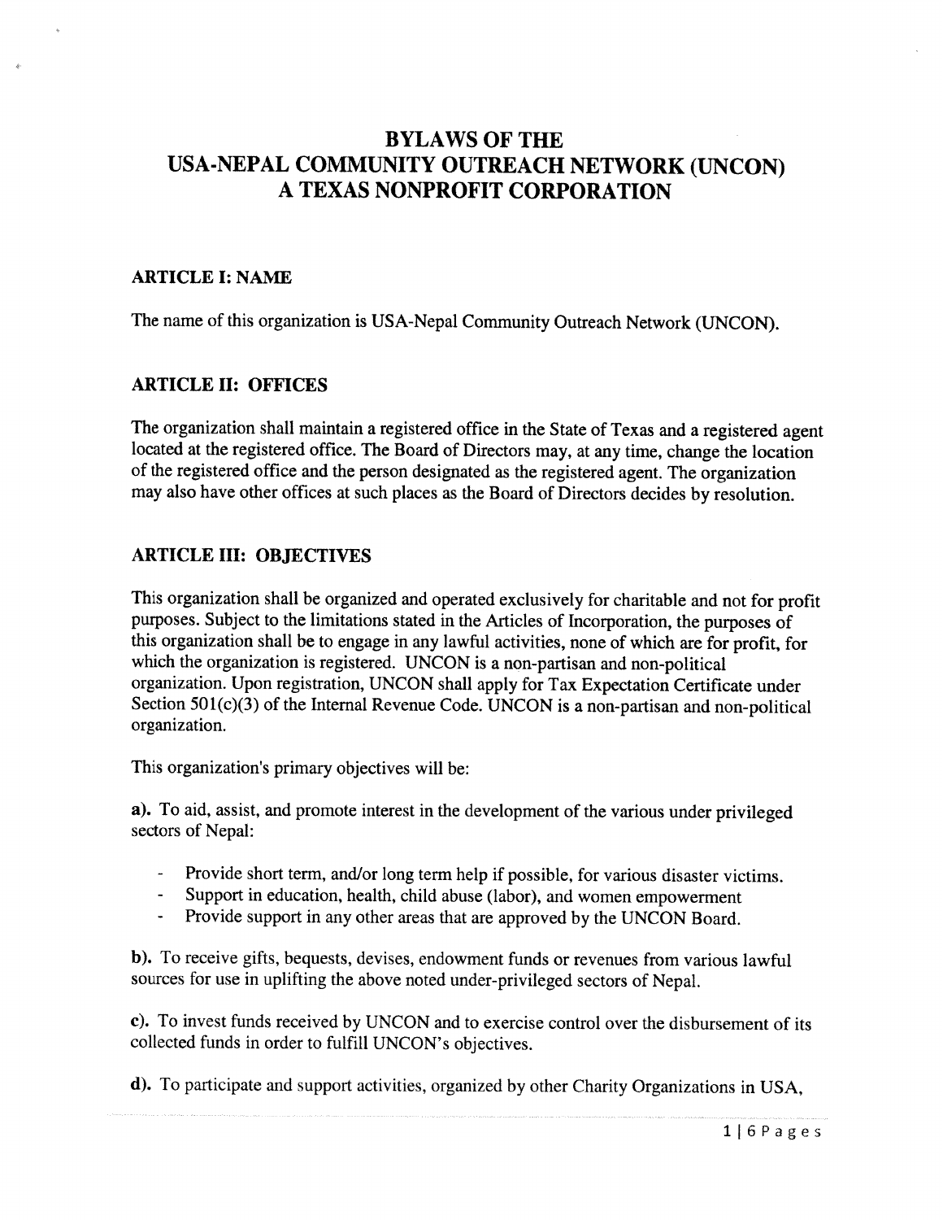# BYLAWS OF THE USA-NEPAL COMMUNITY OUTREACH NETWORK (UNCON) A TEXAS NONPROFIT CORPORATION

## ARTICLE I: NAME

The name of this organization is USA-Nepal Community Outreach Network (UNCON).

## ARTICLE II: OFFICES

The organization shall maintain a registered office in the State of Texas and a registered agent located at the registered office. The Board of Directors may, at any time, change the location of the registered office and the person designated as the registered agent. The organization may also have other offices at such places as the Board of Directors decides by resolution.

## ARTICLE III: OBJECTIVES

This organization shall be organized and operated exclusively for charitable and not for profit purposes. Subject to the limitations stated in the Articles of Incorporation, the purposes of this organization shall be to engage in any lawful activities, none of which are for profit, for which the organization is registered. UNCON is a non-partisan and non-political organization. Upon registration, UNCON shall apply for Tax Expectation Certificate under Section 501(c)(3) of the Internal Revenue Code. UNCON is a non-partisan and non-political organization.

This organization's primary objectives will be:

**a).** To aid, assist, and promote interest in the development of the various under privileged sectors of Nepal:

- Provide short term, and/or long term help if possible, for various disaster victims.
- Support in education, health, child abuse (labor), and women empowerment
- Provide support in any other areas that are approved by the UNCON Board.

**b).** To receive gifts, bequests, devises, endowment funds or revenues from various lawful sources for use in uplifting the above noted under-privileged sectors of Nepal.

**c).** To invest funds received by UNCON and to exercise control over the disbursement of its collected funds in order to fulfill UNCON's objectives.

**d).** To participate and support activities, organized by other Charity Organizations in USA,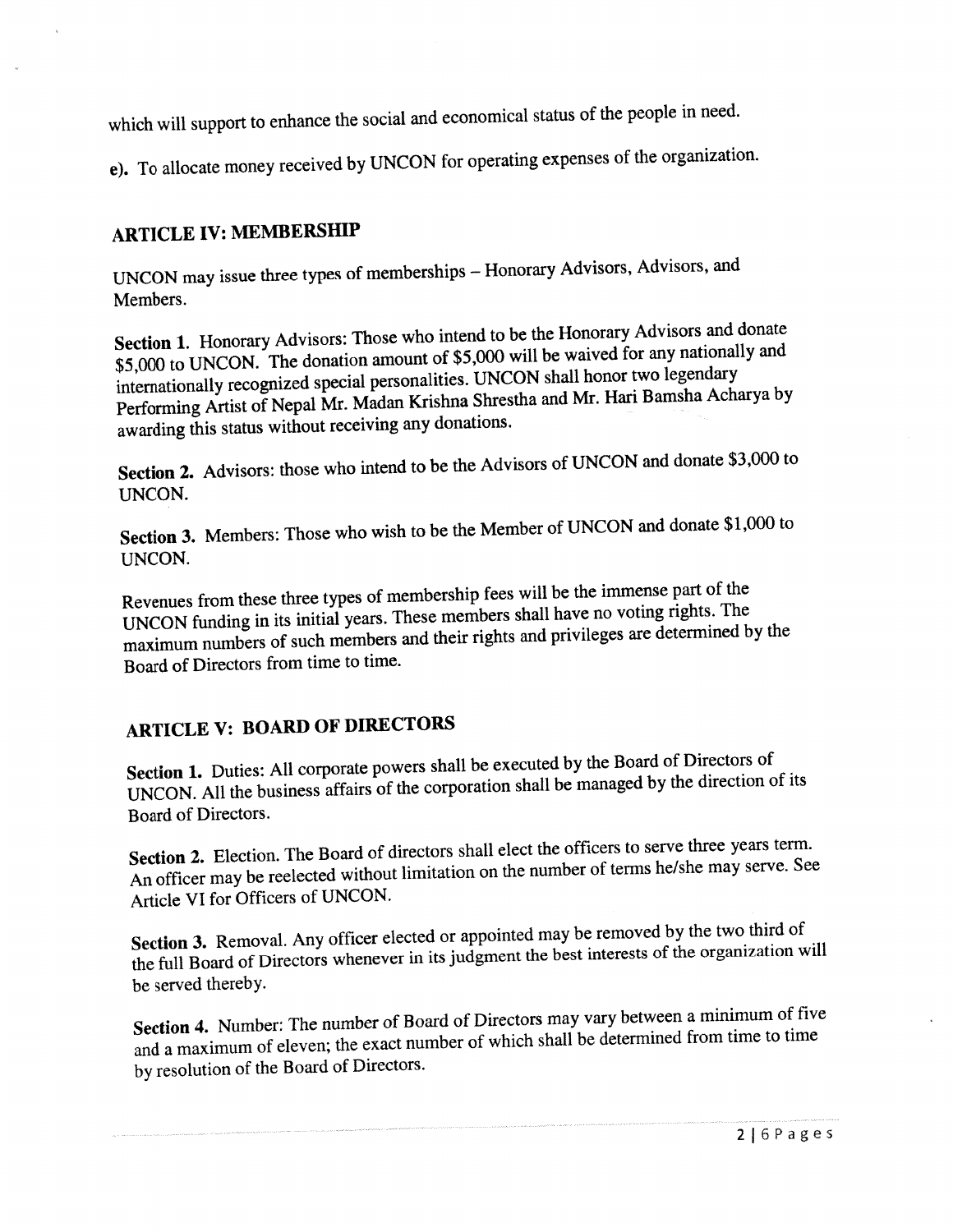which will support to enhance the social and economical status of the people in need.

e). To allocate money received by UNCON for operating expenses of the organization.

## ARTICLE IV: MEMBERSHIP

UNCON may issue three types of memberships – Honorary Advisors, Advisors, and Members.

**Section 1.** Honorary Advisors: Those who intend to be the Honorary Advisors and donate $5,000 to UNCON. The donation amount of $5,000 will be waived for any nationally and internationally recognized special personalities. UNCON shall honor two legendary Performing Artist of Nepal Mr. Madan Krishna Shrestha and Mr. Hari Bamsha Acharya by awarding this status without receiving any donations.

**Section 2.** Advisors: those who intend to be the Advisors of UNCON and donate $3,000 to UNCON.

**Section 3.** Members: Those who wish to be the Member of UNCON and donate $1,000 to UNCON.

Revenues from these three types of membership fees will be the immense part of the UNCON funding in its initial years. These members shall have no voting rights. The maximum numbers of such members and their rights and privileges are determined by the Board of Directors from time to time.

## ARTICLE V: BOARD OF DIRECTORS

**Section 1.** Duties: All corporate powers shall be executed by the Board of Directors of UNCON. All the business affairs of the corporation shall be managed by the direction of its Board of Directors.

**Section 2.** Election. The Board of directors shall elect the officers to serve three years term. An officer may be reelected without limitation on the number of terms he/she may serve. See Article VI for Officers of UNCON.

**Section 3.** Removal. Any officer elected or appointed may be removed by the two third of the full Board of Directors whenever in its judgment the best interests of the organization will be served thereby.

**Section 4.** Number: The number of Board of Directors may vary between a minimum of five and a maximum of eleven; the exact number of which shall be determined from time to time by resolution of the Board of Directors.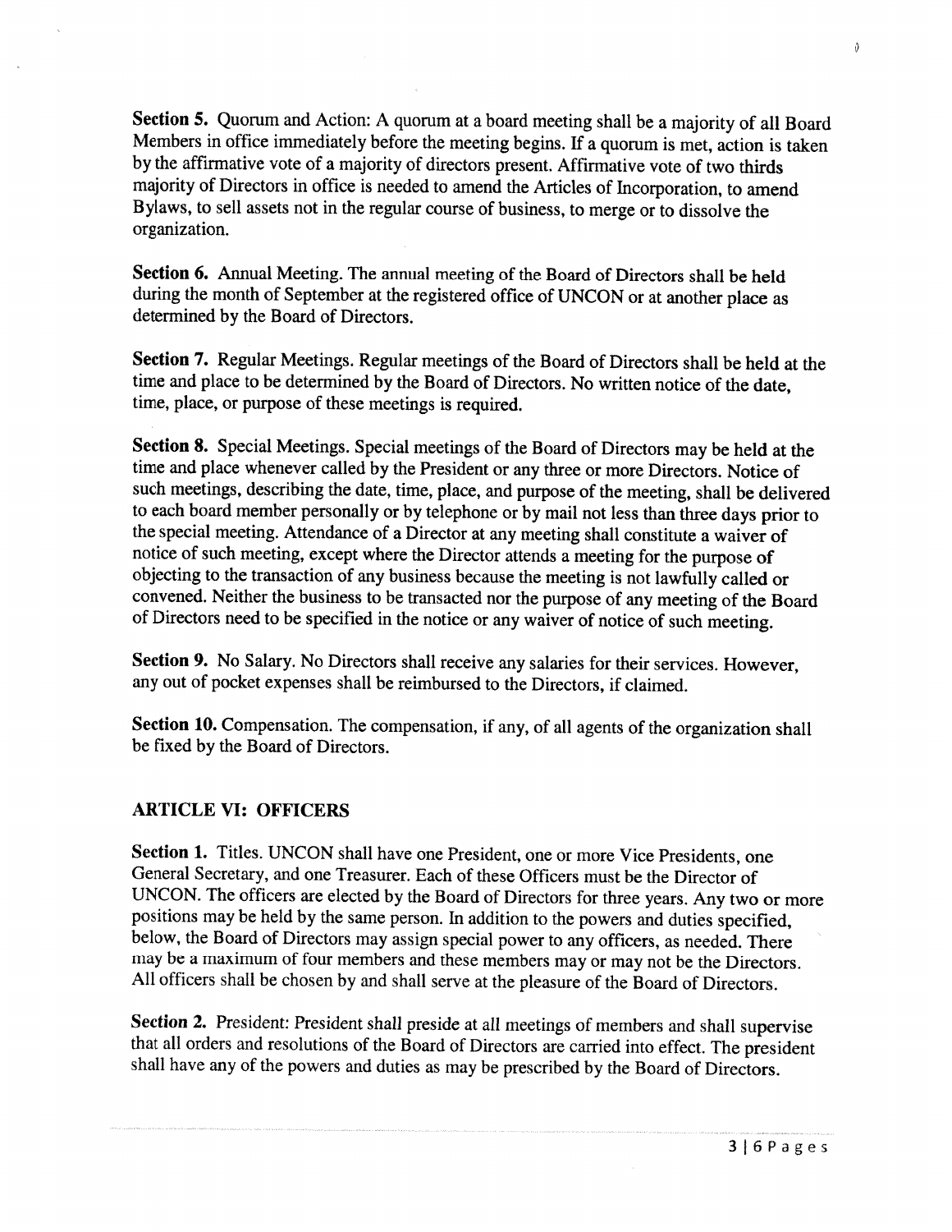**Section 5.** Quorum and Action: A quorum at a board meeting shall be a majority of all Board Members in office immediately before the meeting begins. If a quorum is met, action is taken by the affirmative vote of a majority of directors present. Affirmative vote of two thirds majority of Directors in office is needed to amend the Articles of Incorporation, to amend Bylaws, to sell assets not in the regular course of business, to merge or to dissolve the organization.

**Section 6.** Annual Meeting. The annual meeting of the Board of Directors shall be held during the month of September at the registered office of UNCON or at another place as determined by the Board of Directors.

**Section 7.** Regular Meetings. Regular meetings of the Board of Directors shall be held at the time and place to be determined by the Board of Directors. No written notice of the date, time, place, or purpose of these meetings is required.

**Section 8.** Special Meetings. Special meetings of the Board of Directors may be held at the time and place whenever called by the President or any three or more Directors. Notice of such meetings, describing the date, time, place, and purpose of the meeting, shall be delivered to each board member personally or by telephone or by mail not less than three days prior to the special meeting. Attendance of a Director at any meeting shall constitute a waiver of notice of such meeting, except where the Director attends a meeting for the purpose of objecting to the transaction of any business because the meeting is not lawfully called or convened. Neither the business to be transacted nor the purpose of any meeting of the Board of Directors need to be specified in the notice or any waiver of notice of such meeting.

**Section 9.** No Salary. No Directors shall receive any salaries for their services. However, any out of pocket expenses shall be reimbursed to the Directors, if claimed.

**Section 10.** Compensation. The compensation, if any, of all agents of the organization shall be fixed by the Board of Directors.

## ARTICLE VI: OFFICERS

**Section 1.** Titles. UNCON shall have one President, one or more Vice Presidents, one General Secretary, and one Treasurer. Each of these Officers must be the Director of UNCON. The officers are elected by the Board of Directors for three years. Any two or more positions may be held by the same person. In addition to the powers and duties specified, below, the Board of Directors may assign special power to any officers, as needed. There may be a maximum of four members and these members may or may not be the Directors. All officers shall be chosen by and shall serve at the pleasure of the Board of Directors.

**Section 2.** President: President shall preside at all meetings of members and shall supervise that all orders and resolutions of the Board of Directors are carried into effect. The president shall have any of the powers and duties as may be prescribed by the Board of Directors.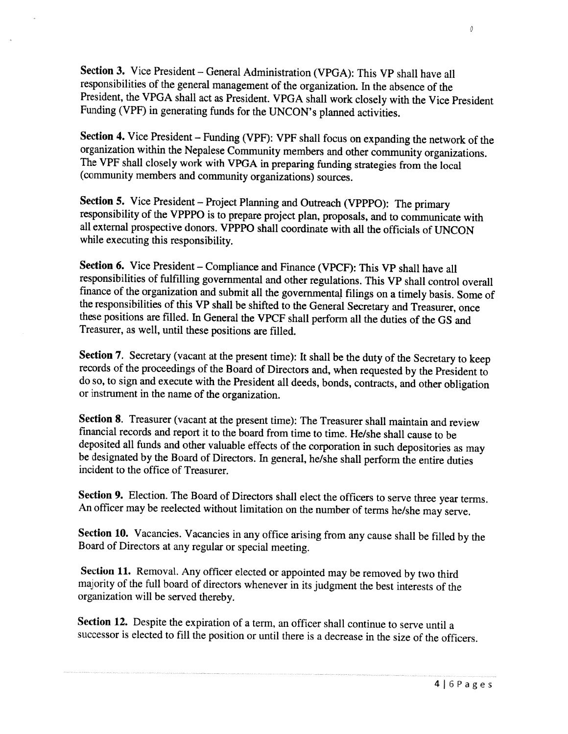**Section 3.** Vice President – General Administration (VPGA): This VP shall have all responsibilities of the general management of the organization. In the absence of the President, the VPGA shall act as President. VPGA shall work closely with the Vice President Funding (VPF) in generating funds for the UNCON's planned activities.

**Section 4.** Vice President – Funding (VPF): VPF shall focus on expanding the network of the organization within the Nepalese Community members and other community organizations. The VPF shall closely work with VPGA in preparing funding strategies from the local (community members and community organizations) sources.

**Section 5.** Vice President – Project Planning and Outreach (VPPPO): The primary responsibility of the VPPPO is to prepare project plan, proposals, and to communicate with all external prospective donors. VPPPO shall coordinate with all the officials of UNCON while executing this responsibility.

**Section 6.** Vice President – Compliance and Finance (VPCF): This VP shall have all responsibilities of fulfilling governmental and other regulations. This VP shall control overall finance of the organization and submit all the governmental filings on a timely basis. Some of the responsibilities of this VP shall be shifted to the General Secretary and Treasurer, once these positions are filled. In General the VPCF shall perform all the duties of the GS and Treasurer, as well, until these positions are filled.

**Section 7.** Secretary (vacant at the present time): It shall be the duty of the Secretary to keep records of the proceedings of the Board of Directors and, when requested by the President to do so, to sign and execute with the President all deeds, bonds, contracts, and other obligation or instrument in the name of the organization.

**Section 8.** Treasurer (vacant at the present time): The Treasurer shall maintain and review financial records and report it to the board from time to time. He/she shall cause to be deposited all funds and other valuable effects of the corporation in such depositories as may be designated by the Board of Directors. In general, he/she shall perform the entire duties incident to the office of Treasurer.

**Section 9.** Election. The Board of Directors shall elect the officers to serve three year terms. An officer may be reelected without limitation on the number of terms he/she may serve.

**Section 10.** Vacancies. Vacancies in any office arising from any cause shall be filled by the Board of Directors at any regular or special meeting.

**Section 11.** Removal. Any officer elected or appointed may be removed by two third majority of the full board of directors whenever in its judgment the best interests of the organization will be served thereby.

**Section 12.** Despite the expiration of a term, an officer shall continue to serve until a successor is elected to fill the position or until there is a decrease in the size of the officers.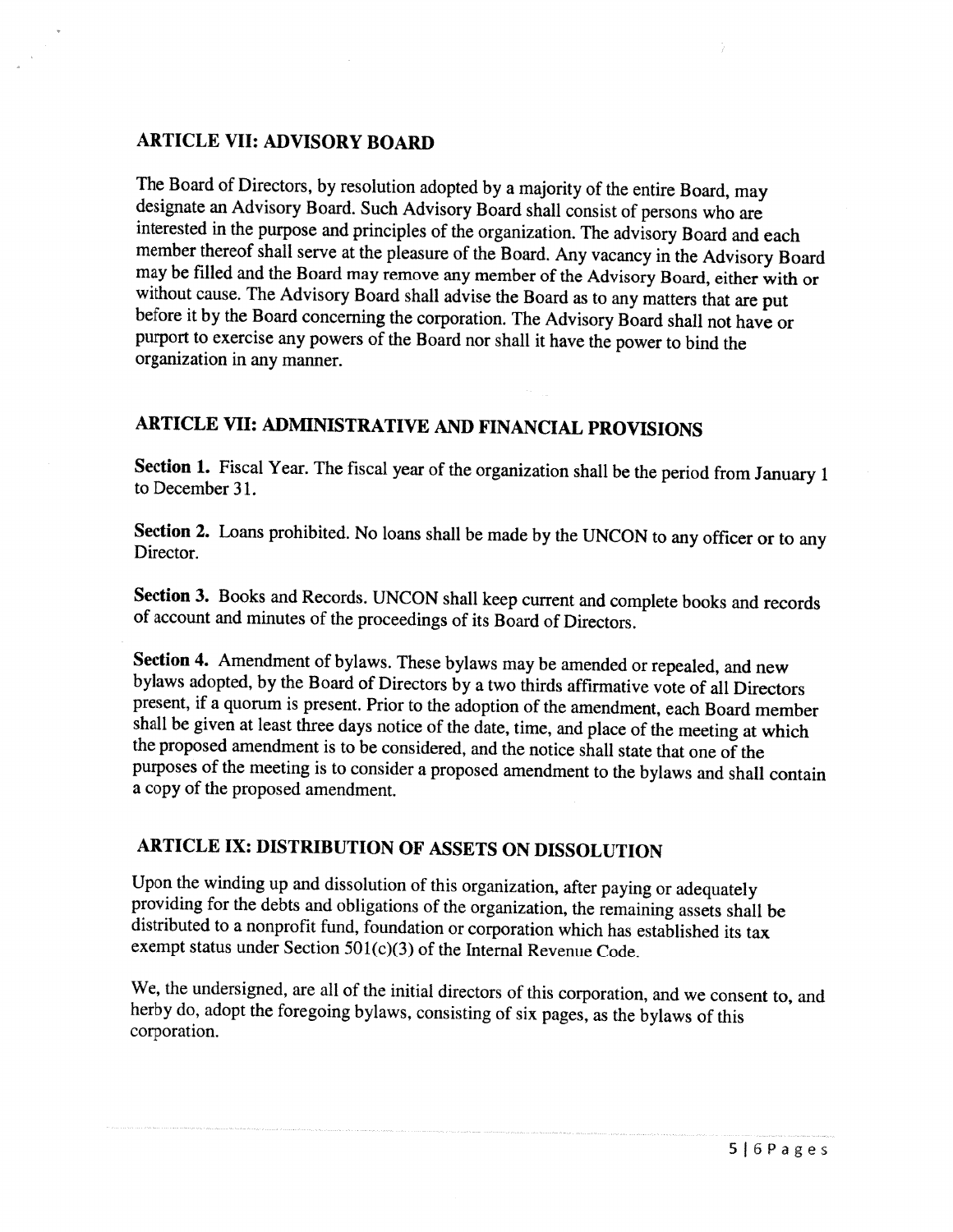## ARTICLE VII: ADVISORY BOARD

The Board of Directors, by resolution adopted by a majority of the entire Board, may designate an Advisory Board. Such Advisory Board shall consist of persons who are interested in the purpose and principles of the organization. The advisory Board and each member thereof shall serve at the pleasure of the Board. Any vacancy in the Advisory Board may be filled and the Board may remove any member of the Advisory Board, either with or without cause. The Advisory Board shall advise the Board as to any matters that are put before it by the Board concerning the corporation. The Advisory Board shall not have or purport to exercise any powers of the Board nor shall it have the power to bind the organization in any manner.

## ARTICLE VII: ADMINISTRATIVE AND FINANCIAL PROVISIONS

**Section 1.** Fiscal Year. The fiscal year of the organization shall be the period from January 1 to December 31.

**Section 2.** Loans prohibited. No loans shall be made by the UNCON to any officer or to any Director.

**Section 3.** Books and Records. UNCON shall keep current and complete books and records of account and minutes of the proceedings of its Board of Directors.

**Section 4.** Amendment of bylaws. These bylaws may be amended or repealed, and new bylaws adopted, by the Board of Directors by a two thirds affirmative vote of all Directors present, if a quorum is present. Prior to the adoption of the amendment, each Board member shall be given at least three days notice of the date, time, and place of the meeting at which the proposed amendment is to be considered, and the notice shall state that one of the purposes of the meeting is to consider a proposed amendment to the bylaws and shall contain a copy of the proposed amendment.

## ARTICLE IX: DISTRIBUTION OF ASSETS ON DISSOLUTION

Upon the winding up and dissolution of this organization, after paying or adequately providing for the debts and obligations of the organization, the remaining assets shall be distributed to a nonprofit fund, foundation or corporation which has established its tax exempt status under Section 501(c)(3) of the Internal Revenue Code.

We, the undersigned, are all of the initial directors of this corporation, and we consent to, and herby do, adopt the foregoing bylaws, consisting of six pages, as the bylaws of this corporation.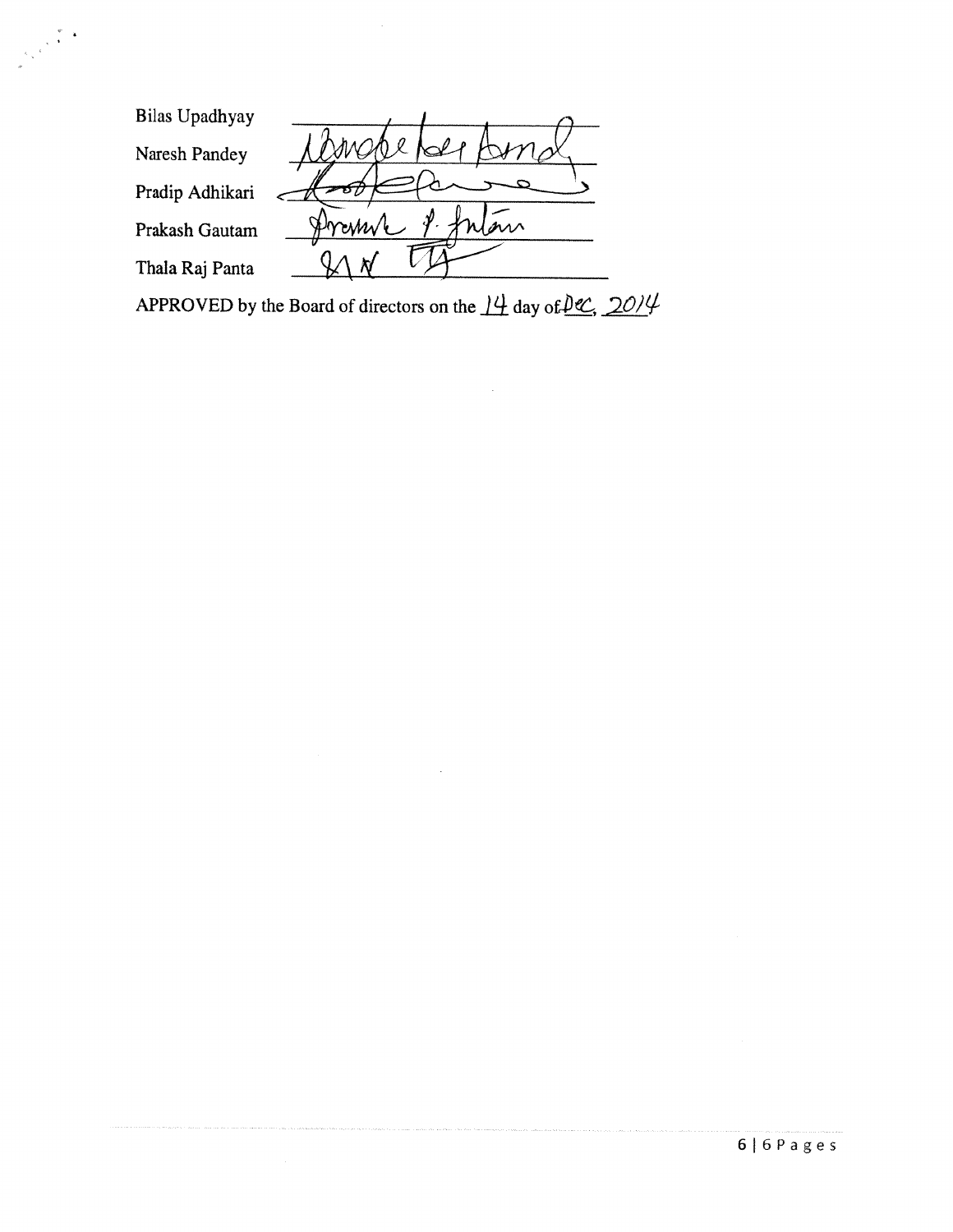Bilas Upadhyay ______________________

Naresh Pandey ______________________

Pradip Adhikari ______________________

Prakash Gautam ______________________

Thala Raj Panta ______________________

APPROVED by the Board of directors on the 14 day of Dec, 2014